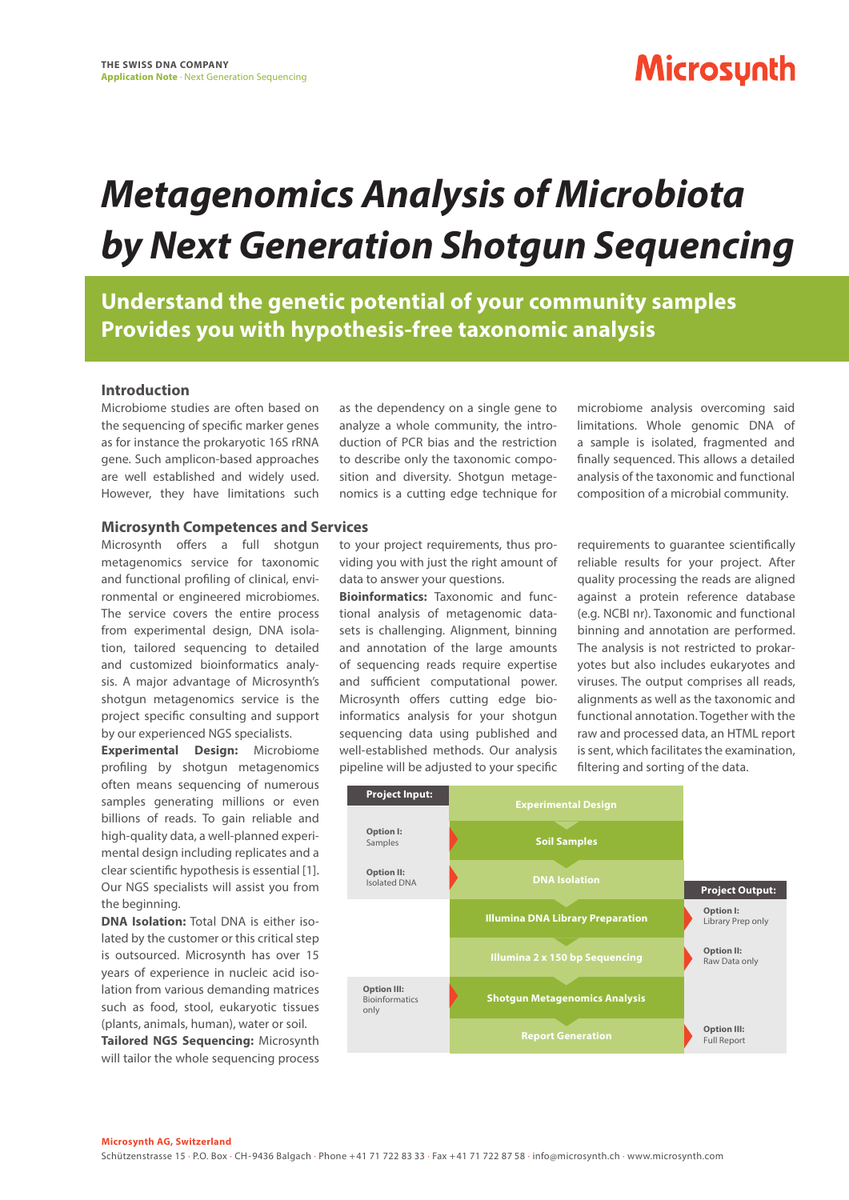# Metagenomics Analysis of Microbiota by Next Generation Shotgun Sequencing

## Understand the genetic potential of your community samples
## Provides you with hypothesis-free taxonomic analysis

### Introduction

Microbiome studies are often based on the sequencing of specific marker genes as for instance the prokaryotic 16S rRNA gene. Such amplicon-based approaches are well established and widely used. However, they have limitations such as the dependency on a single gene to analyze a whole community, the introduction of PCR bias and the restriction to describe only the taxonomic composition and diversity. Shotgun metagenomics is a cutting edge technique for microbiome analysis overcoming said limitations. Whole genomic DNA of a sample is isolated, fragmented and finally sequenced. This allows a detailed analysis of the taxonomic and functional composition of a microbial community.

### Microsynth Competences and Services

Microsynth offers a full shotgun metagenomics service for taxonomic and functional profiling of clinical, environmental or engineered microbiomes. The service covers the entire process from experimental design, DNA isolation, tailored sequencing to detailed and customized bioinformatics analysis. A major advantage of Microsynth's shotgun metagenomics service is the project specific consulting and support by our experienced NGS specialists.

**Experimental Design:** Microbiome profiling by shotgun metagenomics often means sequencing of numerous samples generating millions or even billions of reads. To gain reliable and high-quality data, a well-planned experimental design including replicates and a clear scientific hypothesis is essential [1]. Our NGS specialists will assist you from the beginning.

**DNA Isolation:** Total DNA is either isolated by the customer or this critical step is outsourced. Microsynth has over 15 years of experience in nucleic acid isolation from various demanding matrices such as food, stool, eukaryotic tissues (plants, animals, human), water or soil.

**Tailored NGS Sequencing:** Microsynth will tailor the whole sequencing process to your project requirements, thus providing you with just the right amount of data to answer your questions.

**Bioinformatics:** Taxonomic and functional analysis of metagenomic datasets is challenging. Alignment, binning and annotation of the large amounts of sequencing reads require expertise and sufficient computational power. Microsynth offers cutting edge bioinformatics analysis for your shotgun sequencing data using published and well-established methods. Our analysis pipeline will be adjusted to your specific requirements to guarantee scientifically reliable results for your project. After quality processing the reads are aligned against a protein reference database (e.g. NCBI nr). Taxonomic and functional binning and annotation are performed. The analysis is not restricted to prokaryotes but also includes eukaryotes and viruses. The output comprises all reads, alignments as well as the taxonomic and functional annotation. Together with the raw and processed data, an HTML report is sent, which facilitates the examination, filtering and sorting of the data.

| Project Input: | Workflow | Project Output: |
|---|---|---|
| | Experimental Design | |
| Option I: Samples | Soil Samples | |
| Option II: Isolated DNA | DNA Isolation | |
| | Illumina DNA Library Preparation | Option I: Library Prep only |
| | Illumina 2 x 150 bp Sequencing | Option II: Raw Data only |
| Option III: Bioinformatics only | Shotgun Metagenomics Analysis | |
| | Report Generation | Option III: Full Report |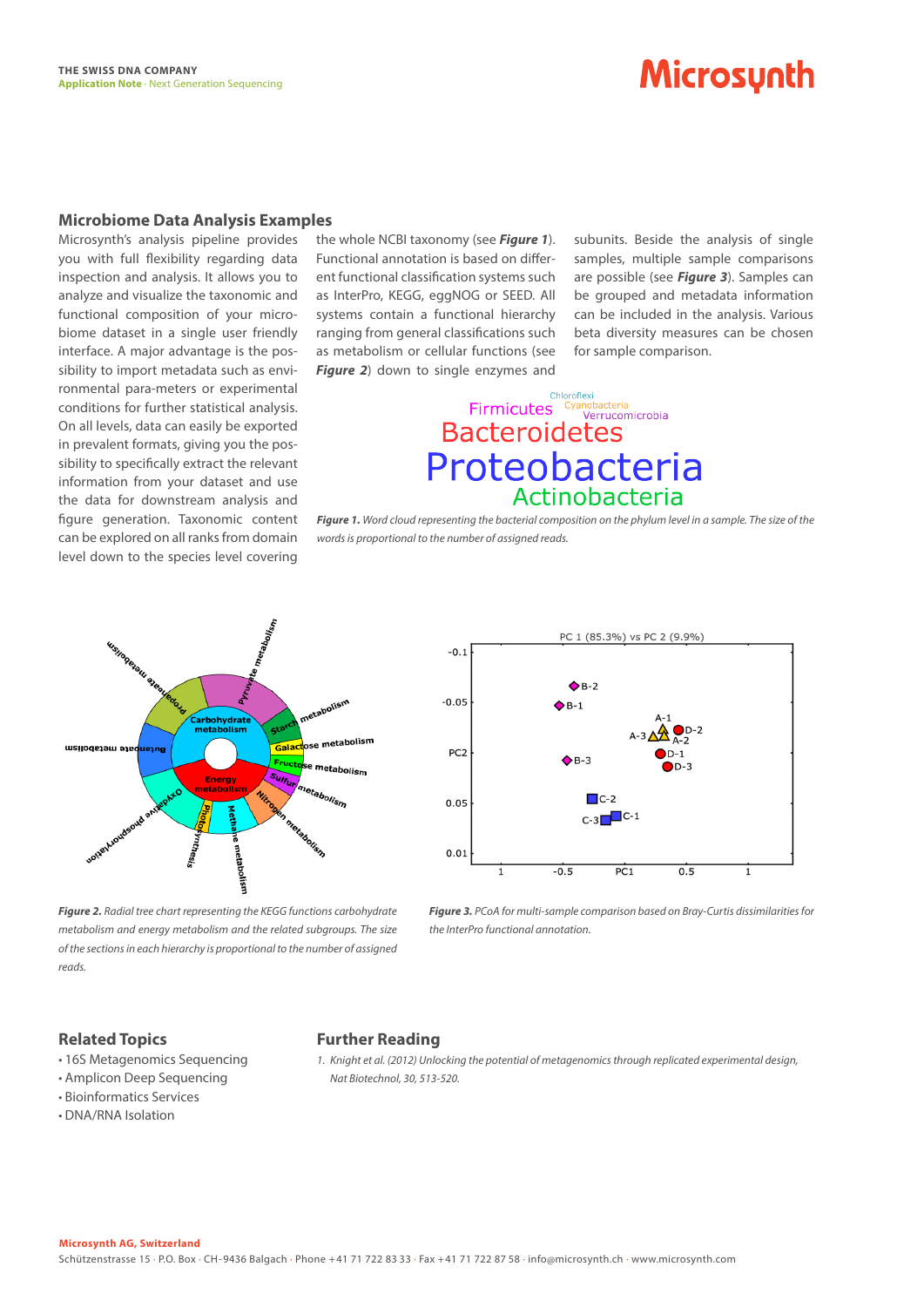## Microbiome Data Analysis Examples

Microsynth's analysis pipeline provides you with full flexibility regarding data inspection and analysis. It allows you to analyze and visualize the taxonomic and functional composition of your microbiome dataset in a single user friendly interface. A major advantage is the possibility to import metadata such as environmental para-meters or experimental conditions for further statistical analysis. On all levels, data can easily be exported in prevalent formats, giving you the possibility to specifically extract the relevant information from your dataset and use the data for downstream analysis and figure generation. Taxonomic content can be explored on all ranks from domain level down to the species level covering the whole NCBI taxonomy (see ***Figure 1***). Functional annotation is based on different functional classification systems such as InterPro, KEGG, eggNOG or SEED. All systems contain a functional hierarchy ranging from general classifications such as metabolism or cellular functions (see ***Figure 2***) down to single enzymes and subunits. Beside the analysis of single samples, multiple sample comparisons are possible (see ***Figure 3***). Samples can be grouped and metadata information can be included in the analysis. Various beta diversity measures can be chosen for sample comparison.

Chloroflexi
Firmicutes
Cyanobacteria
Verrucomicrobia
Bacteroidetes
Proteobacteria
Actinobacteria

***Figure 1.*** *Word cloud representing the bacterial composition on the phylum level in a sample. The size of the words is proportional to the number of assigned reads.*

Carbohydrate metabolism
Energy metabolism
Pyruvate metabolism
Propanoate metabolism
Butanoate metabolism
Starch metabolism
Galactose metabolism
Fructose metabolism
Sulfur metabolism
Nitrogen metabolism
Methane metabolism
Photosynthesis
Oxidative phosphorylation

***Figure 2.*** *Radial tree chart representing the KEGG functions carbohydrate metabolism and energy metabolism and the related subgroups. The size of the sections in each hierarchy is proportional to the number of assigned reads.*

PC 1 (85.3%) vs PC 2 (9.9%)
-0.1
-0.05
PC2
0.05
0.01
1
-0.5
PC1
0.5
1
B-2
B-1
B-3
A-1
A-3
A-2
D-2
D-1
D-3
C-2
C-3
C-1

***Figure 3.*** *PCoA for multi-sample comparison based on Bray-Curtis dissimilarities for the InterPro functional annotation.*

## Related Topics

- 16S Metagenomics Sequencing
- Amplicon Deep Sequencing
- Bioinformatics Services
- DNA/RNA Isolation

## Further Reading

1. *Knight et al. (2012) Unlocking the potential of metagenomics through replicated experimental design, Nat Biotechnol, 30, 513-520.*

**Microsynth AG, Switzerland**
Schützenstrasse 15 · P.O. Box · CH-9436 Balgach · Phone +41 71 722 83 33 · Fax +41 71 722 87 58 · info@microsynth.ch · www.microsynth.ch